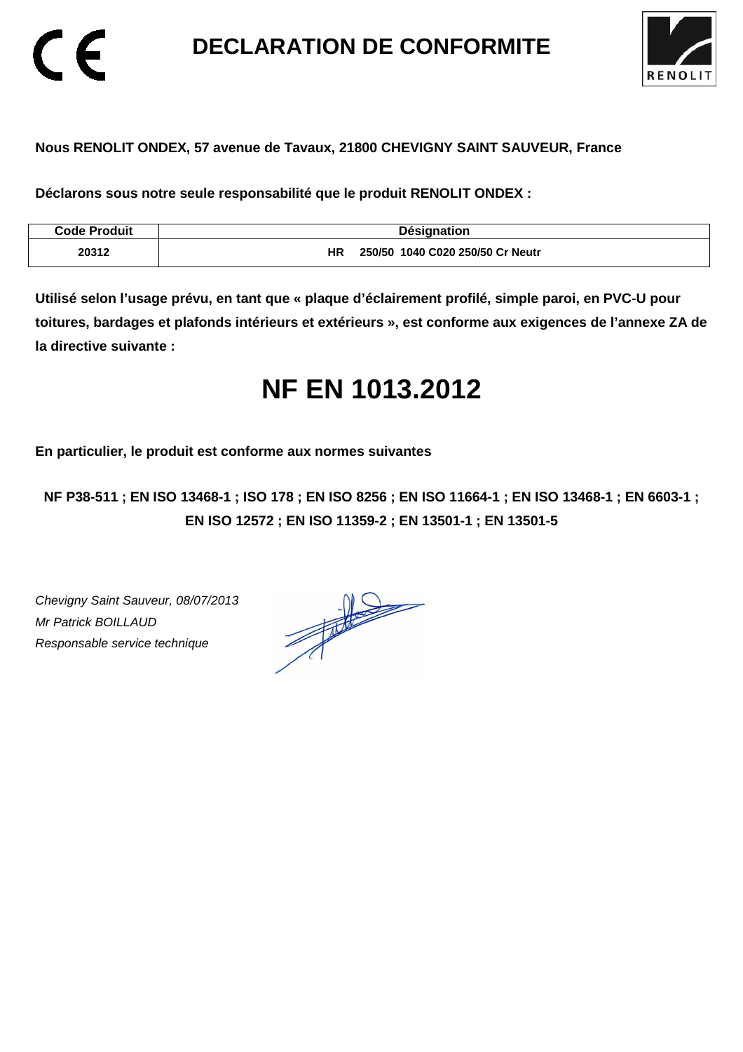# DECLARATION DE CONFORMITE

**Nous RENOLIT ONDEX, 57 avenue de Tavaux, 21800 CHEVIGNY SAINT SAUVEUR, France**

**Déclarons sous notre seule responsabilité que le produit RENOLIT ONDEX :**

| Code Produit | Désignation |
|---|---|
| 20312 | HR 250/50 1040 C020 250/50 Cr Neutr |

**Utilisé selon l'usage prévu, en tant que « plaque d'éclairement profilé, simple paroi, en PVC-U pour toitures, bardages et plafonds intérieurs et extérieurs », est conforme aux exigences de l'annexe ZA de la directive suivante :**

# NF EN 1013.2012

**En particulier, le produit est conforme aux normes suivantes**

**NF P38-511 ; EN ISO 13468-1 ; ISO 178 ; EN ISO 8256 ; EN ISO 11664-1 ; EN ISO 13468-1 ; EN 6603-1 ; EN ISO 12572 ; EN ISO 11359-2 ; EN 13501-1 ; EN 13501-5**

*Chevigny Saint Sauveur, 08/07/2013*
*Mr Patrick BOILLAUD*
*Responsable service technique*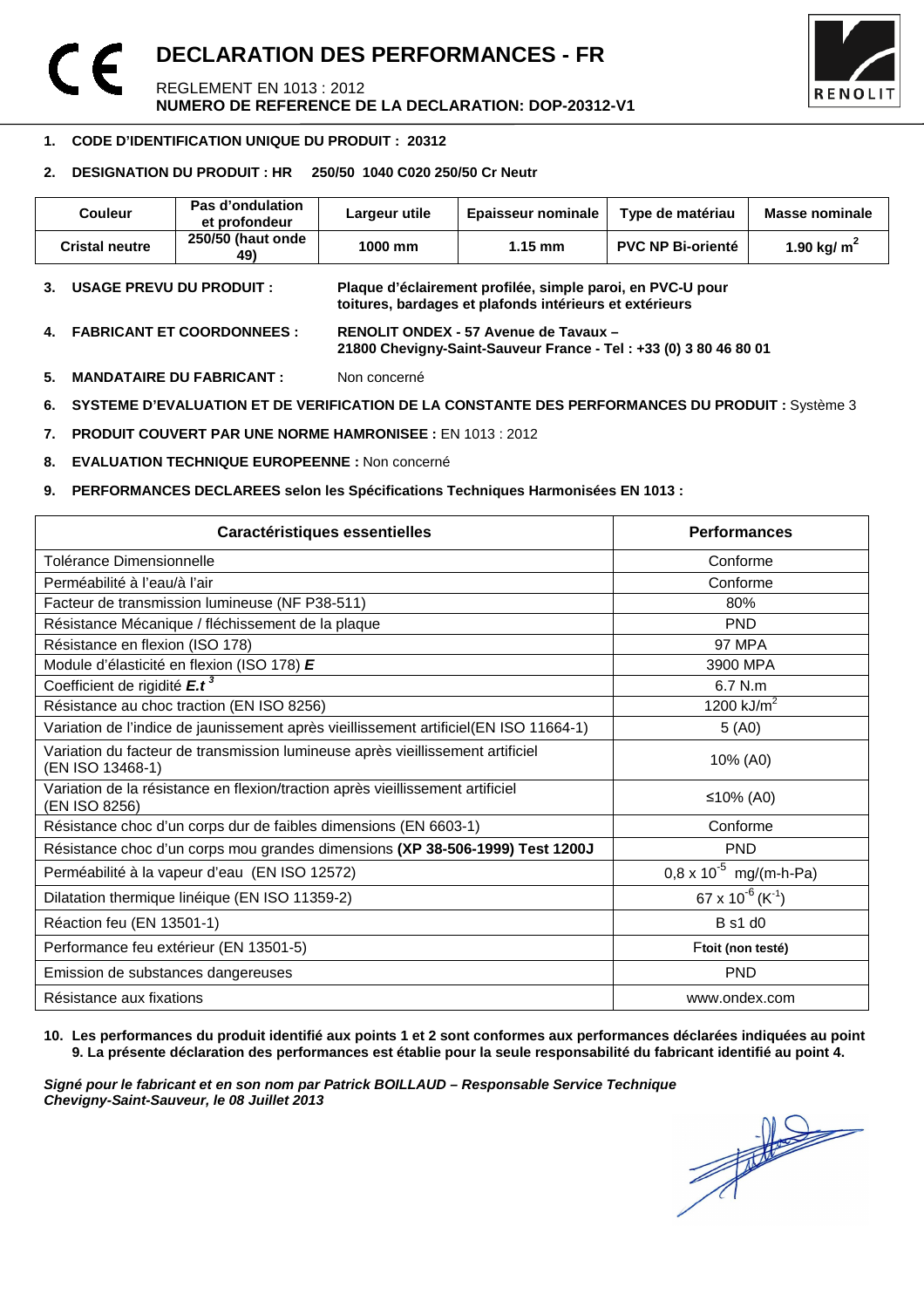# DECLARATION DES PERFORMANCES - FR

REGLEMENT EN 1013 : 2012
**NUMERO DE REFERENCE DE LA DECLARATION: DOP-20312-V1**

1. **CODE D'IDENTIFICATION UNIQUE DU PRODUIT : 20312**

2. **DESIGNATION DU PRODUIT : HR 250/50 1040 C020 250/50 Cr Neutr**

| Couleur | Pas d'ondulation et profondeur | Largeur utile | Epaisseur nominale | Type de matériau | Masse nominale |
|---|---|---|---|---|---|
| **Cristal neutre** | **250/50 (haut onde 49)** | **1000 mm** | **1.15 mm** | **PVC NP Bi-orienté** | **1.90 kg/ m²** |

3. **USAGE PREVU DU PRODUIT :** **Plaque d'éclairement profilée, simple paroi, en PVC-U pour toitures, bardages et plafonds intérieurs et extérieurs**

4. **FABRICANT ET COORDONNEES :** **RENOLIT ONDEX - 57 Avenue de Tavaux – 21800 Chevigny-Saint-Sauveur France - Tel : +33 (0) 3 80 46 80 01**

5. **MANDATAIRE DU FABRICANT :** Non concerné

6. **SYSTEME D'EVALUATION ET DE VERIFICATION DE LA CONSTANTE DES PERFORMANCES DU PRODUIT :** Système 3

7. **PRODUIT COUVERT PAR UNE NORME HAMRONISEE :** EN 1013 : 2012

8. **EVALUATION TECHNIQUE EUROPEENNE :** Non concerné

9. **PERFORMANCES DECLAREES selon les Spécifications Techniques Harmonisées EN 1013 :**

| Caractéristiques essentielles | Performances |
|---|---|
| Tolérance Dimensionnelle | Conforme |
| Perméabilité à l'eau/à l'air | Conforme |
| Facteur de transmission lumineuse (NF P38-511) | 80% |
| Résistance Mécanique / fléchissement de la plaque | PND |
| Résistance en flexion (ISO 178) | 97 MPA |
| Module d'élasticité en flexion (ISO 178) ***E*** | 3900 MPA |
| Coefficient de rigidité $\boldsymbol{E.t^3}$ | 6.7 N.m |
| Résistance au choc traction (EN ISO 8256) | 1200 kJ/m² |
| Variation de l'indice de jaunissement après vieillissement artificiel(EN ISO 11664-1) | 5 (A0) |
| Variation du facteur de transmission lumineuse après vieillissement artificiel (EN ISO 13468-1) | 10% (A0) |
| Variation de la résistance en flexion/traction après vieillissement artificiel (EN ISO 8256) | ≤10% (A0) |
| Résistance choc d'un corps dur de faibles dimensions (EN 6603-1) | Conforme |
| Résistance choc d'un corps mou grandes dimensions **(XP 38-506-1999) Test 1200J** | PND |
| Perméabilité à la vapeur d'eau (EN ISO 12572) | $0,8 \times 10^{-5}$ mg/(m-h-Pa) |
| Dilatation thermique linéique (EN ISO 11359-2) | $67 \times 10^{-6}$ ($K^{-1}$) |
| Réaction feu (EN 13501-1) | B s1 d0 |
| Performance feu extérieur (EN 13501-5) | F**toit (non testé)** |
| Emission de substances dangereuses | PND |
| Résistance aux fixations | www.ondex.com |

10. **Les performances du produit identifié aux points 1 et 2 sont conformes aux performances déclarées indiquées au point 9. La présente déclaration des performances est établie pour la seule responsabilité du fabricant identifié au point 4.**

***Signé pour le fabricant et en son nom par Patrick BOILLAUD – Responsable Service Technique***
***Chevigny-Saint-Sauveur, le 08 Juillet 2013***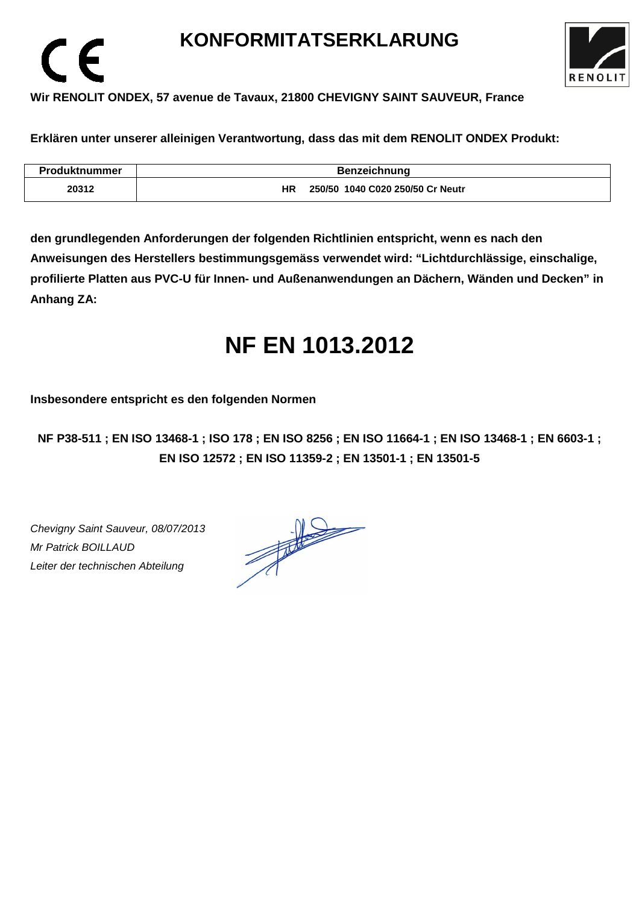# KONFORMITATSERKLARUNG

**Wir RENOLIT ONDEX, 57 avenue de Tavaux, 21800 CHEVIGNY SAINT SAUVEUR, France**

**Erklären unter unserer alleinigen Verantwortung, dass das mit dem RENOLIT ONDEX Produkt:**

| Produktnummer | Benzeichnung |
|---|---|
| 20312 | HR 250/50 1040 C020 250/50 Cr Neutr |

**den grundlegenden Anforderungen der folgenden Richtlinien entspricht, wenn es nach den Anweisungen des Herstellers bestimmungsgemäss verwendet wird: "Lichtdurchlässige, einschalige, profilierte Platten aus PVC-U für Innen- und Außenanwendungen an Dächern, Wänden und Decken" in Anhang ZA:**

# NF EN 1013.2012

**Insbesondere entspricht es den folgenden Normen**

**NF P38-511 ; EN ISO 13468-1 ; ISO 178 ; EN ISO 8256 ; EN ISO 11664-1 ; EN ISO 13468-1 ; EN 6603-1 ; EN ISO 12572 ; EN ISO 11359-2 ; EN 13501-1 ; EN 13501-5**

*Chevigny Saint Sauveur, 08/07/2013*
*Mr Patrick BOILLAUD*
*Leiter der technischen Abteilung*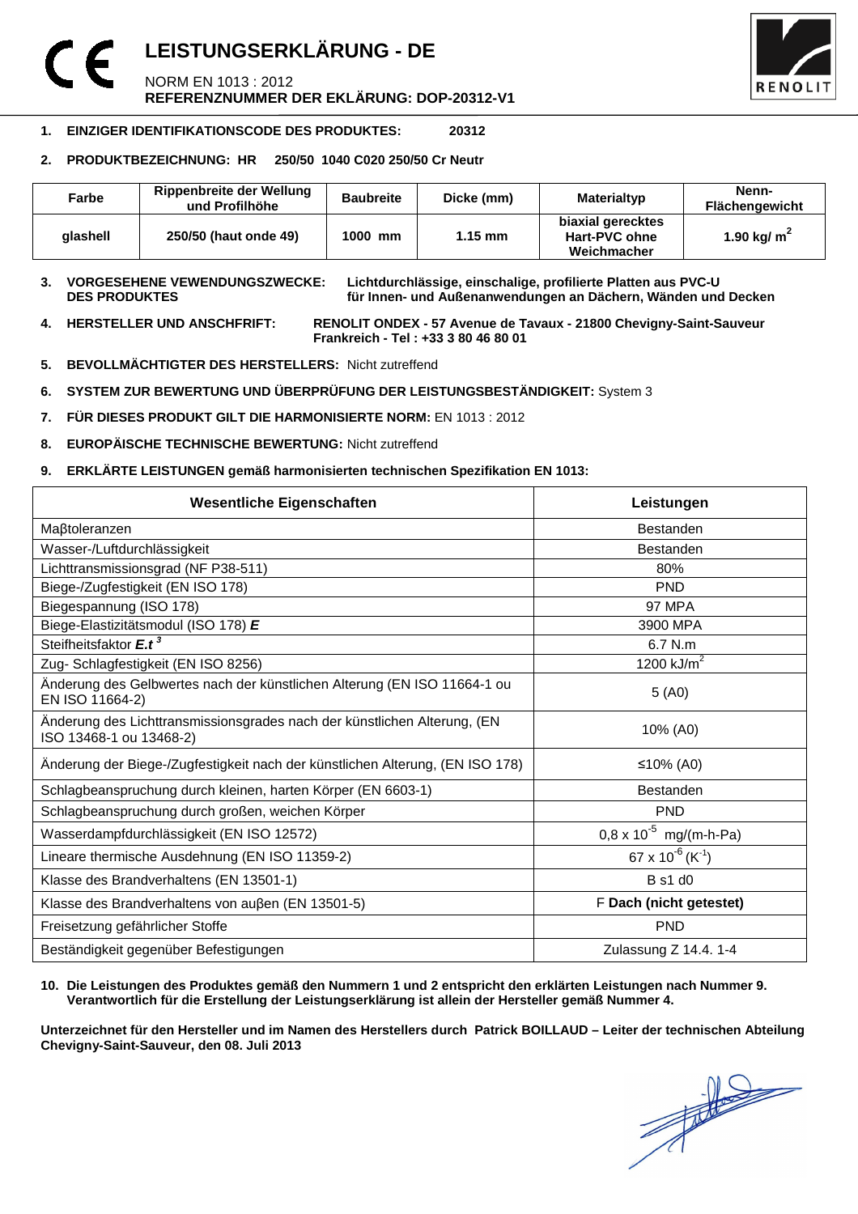# LEISTUNGSERKLÄRUNG - DE

NORM EN 1013 : 2012
**REFERENZNUMMER DER EKLÄRUNG: DOP-20312-V1**

1. **EINZIGER IDENTIFIKATIONSCODE DES PRODUKTES: 20312**

2. **PRODUKTBEZEICHNUNG: HR 250/50 1040 C020 250/50 Cr Neutr**

| Farbe | Rippenbreite der Wellung und Profilhöhe | Baubreite | Dicke (mm) | Materialtyp | Nenn-Flächengewicht |
|---|---|---|---|---|---|
| glashell | 250/50 (haut onde 49) | 1000 mm | 1.15 mm | biaxial gerecktes Hart-PVC ohne Weichmacher | 1.90 kg/ $m^2$ |

3. **VORGESEHENE VEWENDUNGSZWECKE: DES PRODUKTES** **Lichtdurchlässige, einschalige, profilierte Platten aus PVC-U für Innen- und Außenanwendungen an Dächern, Wänden und Decken**

4. **HERSTELLER UND ANSCHFRIFT:** **RENOLIT ONDEX - 57 Avenue de Tavaux - 21800 Chevigny-Saint-Sauveur Frankreich - Tel : +33 3 80 46 80 01**

5. **BEVOLLMÄCHTIGTER DES HERSTELLERS:** Nicht zutreffend

6. **SYSTEM ZUR BEWERTUNG UND ÜBERPRÜFUNG DER LEISTUNGSBESTÄNDIGKEIT:** System 3

7. **FÜR DIESES PRODUKT GILT DIE HARMONISIERTE NORM:** EN 1013 : 2012

8. **EUROPÄISCHE TECHNISCHE BEWERTUNG:** Nicht zutreffend

9. **ERKLÄRTE LEISTUNGEN gemäß harmonisierten technischen Spezifikation EN 1013:**

| Wesentliche Eigenschaften | Leistungen |
|---|---|
| Maβtoleranzen | Bestanden |
| Wasser-/Luftdurchlässigkeit | Bestanden |
| Lichttransmissionsgrad (NF P38-511) | 80% |
| Biege-/Zugfestigkeit (EN ISO 178) | PND |
| Biegespannung (ISO 178) | 97 MPA |
| Biege-Elastizitätsmodul (ISO 178) ***E*** | 3900 MPA |
| Steifheitsfaktor $E.t^3$ | 6.7 N.m |
| Zug- Schlagfestigkeit (EN ISO 8256) | 1200 kJ/$m^2$ |
| Änderung des Gelbwertes nach der künstlichen Alterung (EN ISO 11664-1 ou EN ISO 11664-2) | 5 (A0) |
| Änderung des Lichttransmissionsgrades nach der künstlichen Alterung, (EN ISO 13468-1 ou 13468-2) | 10% (A0) |
| Änderung der Biege-/Zugfestigkeit nach der künstlichen Alterung, (EN ISO 178) | ≤10% (A0) |
| Schlagbeanspruchung durch kleinen, harten Körper (EN 6603-1) | Bestanden |
| Schlagbeanspruchung durch großen, weichen Körper | PND |
| Wasserdampfdurchlässigkeit (EN ISO 12572) | $0,8 \times 10^{-5}$ mg/(m-h-Pa) |
| Lineare thermische Ausdehnung (EN ISO 11359-2) | $67 \times 10^{-6}$ ($K^{-1}$) |
| Klasse des Brandverhaltens (EN 13501-1) | B s1 d0 |
| Klasse des Brandverhaltens von auβen (EN 13501-5) | F **Dach (nicht getestet)** |
| Freisetzung gefährlicher Stoffe | PND |
| Beständigkeit gegenüber Befestigungen | Zulassung Z 14.4. 1-4 |

10. **Die Leistungen des Produktes gemäß den Nummern 1 und 2 entspricht den erklärten Leistungen nach Nummer 9. Verantwortlich für die Erstellung der Leistungserklärung ist allein der Hersteller gemäß Nummer 4.**

**Unterzeichnet für den Hersteller und im Namen des Herstellers durch Patrick BOILLAUD – Leiter der technischen Abteilung Chevigny-Saint-Sauveur, den 08. Juli 2013**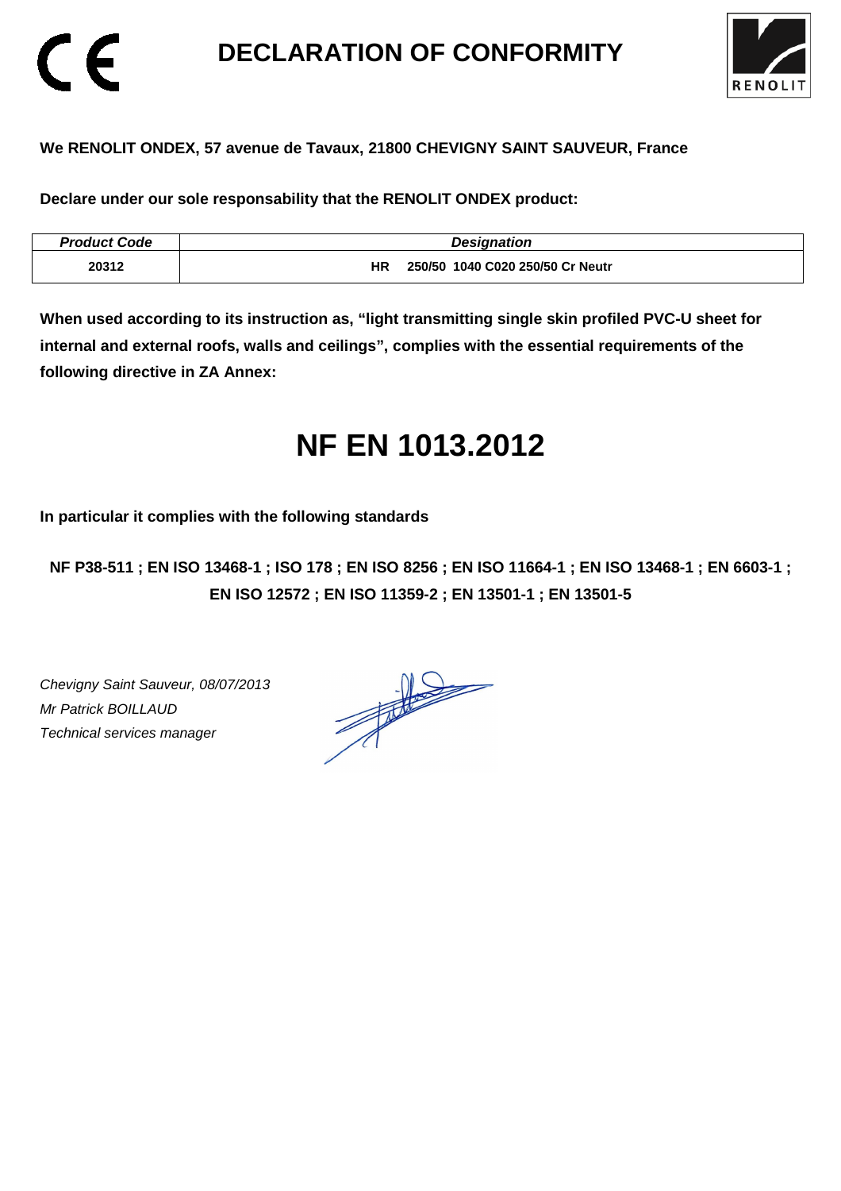# DECLARATION OF CONFORMITY

**We RENOLIT ONDEX, 57 avenue de Tavaux, 21800 CHEVIGNY SAINT SAUVEUR, France**

**Declare under our sole responsability that the RENOLIT ONDEX product:**

| *Product Code* | *Designation* |
|---|---|
| **20312** | **HR 250/50 1040 C020 250/50 Cr Neutr** |

**When used according to its instruction as, "light transmitting single skin profiled PVC-U sheet for internal and external roofs, walls and ceilings", complies with the essential requirements of the following directive in ZA Annex:**

# NF EN 1013.2012

**In particular it complies with the following standards**

**NF P38-511 ; EN ISO 13468-1 ; ISO 178 ; EN ISO 8256 ; EN ISO 11664-1 ; EN ISO 13468-1 ; EN 6603-1 ; EN ISO 12572 ; EN ISO 11359-2 ; EN 13501-1 ; EN 13501-5**

*Chevigny Saint Sauveur, 08/07/2013*
*Mr Patrick BOILLAUD*
*Technical services manager*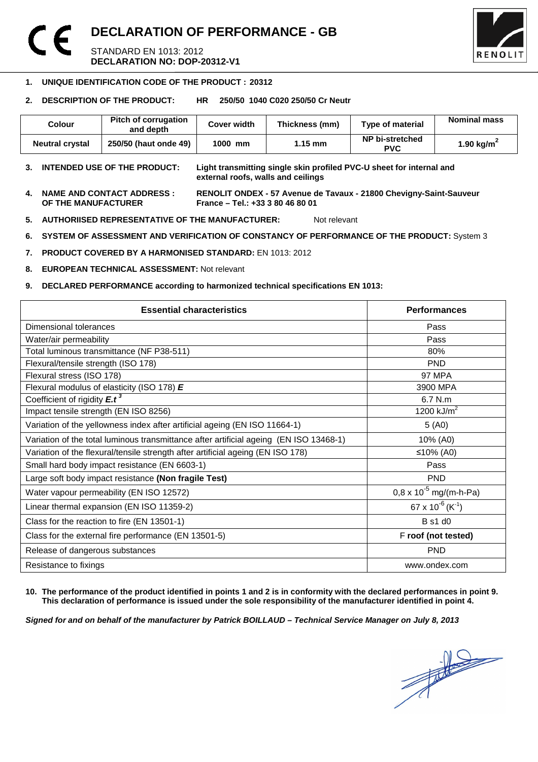# DECLARATION OF PERFORMANCE - GB

STANDARD EN 1013: 2012
**DECLARATION NO: DOP-20312-V1**

RENOLIT

1. **UNIQUE IDENTIFICATION CODE OF THE PRODUCT : 20312**

2. **DESCRIPTION OF THE PRODUCT: HR 250/50 1040 C020 250/50 Cr Neutr**

| Colour | Pitch of corrugation and depth | Cover width | Thickness (mm) | Type of material | Nominal mass |
|---|---|---|---|---|---|
| Neutral crystal | 250/50 (haut onde 49) | 1000 mm | 1.15 mm | NP bi-stretched PVC | 1.90 kg/m$^2$ |

3. **INTENDED USE OF THE PRODUCT: Light transmitting single skin profiled PVC-U sheet for internal and external roofs, walls and ceilings**

4. **NAME AND CONTACT ADDRESS : OF THE MANUFACTURER** **RENOLIT ONDEX - 57 Avenue de Tavaux - 21800 Chevigny-Saint-Sauveur France – Tel.: +33 3 80 46 80 01**

5. **AUTHORIISED REPRESENTATIVE OF THE MANUFACTURER:** Not relevant

6. **SYSTEM OF ASSESSMENT AND VERIFICATION OF CONSTANCY OF PERFORMANCE OF THE PRODUCT:** System 3

7. **PRODUCT COVERED BY A HARMONISED STANDARD:** EN 1013: 2012

8. **EUROPEAN TECHNICAL ASSESSMENT:** Not relevant

9. **DECLARED PERFORMANCE according to harmonized technical specifications EN 1013:**

| Essential characteristics | Performances |
|---|---|
| Dimensional tolerances | Pass |
| Water/air permeability | Pass |
| Total luminous transmittance (NF P38-511) | 80% |
| Flexural/tensile strength (ISO 178) | PND |
| Flexural stress (ISO 178) | 97 MPA |
| Flexural modulus of elasticity (ISO 178) ***E*** | 3900 MPA |
| Coefficient of rigidity $E.t^3$ | 6.7 N.m |
| Impact tensile strength (EN ISO 8256) | 1200 kJ/m$^2$ |
| Variation of the yellowness index after artificial ageing (EN ISO 11664-1) | 5 (A0) |
| Variation of the total luminous transmittance after artificial ageing (EN ISO 13468-1) | 10% (A0) |
| Variation of the flexural/tensile strength after artificial ageing (EN ISO 178) | ≤10% (A0) |
| Small hard body impact resistance (EN 6603-1) | Pass |
| Large soft body impact resistance **(Non fragile Test)** | PND |
| Water vapour permeability (EN ISO 12572) | $0,8 \times 10^{-5}$ mg/(m-h-Pa) |
| Linear thermal expansion (EN ISO 11359-2) | $67 \times 10^{-6}$ ($K^{-1}$) |
| Class for the reaction to fire (EN 13501-1) | B s1 d0 |
| Class for the external fire performance (EN 13501-5) | F **roof (not tested)** |
| Release of dangerous substances | PND |
| Resistance to fixings | www.ondex.com |

10. **The performance of the product identified in points 1 and 2 is in conformity with the declared performances in point 9. This declaration of performance is issued under the sole responsibility of the manufacturer identified in point 4.**

***Signed for and on behalf of the manufacturer by Patrick BOILLAUD – Technical Service Manager on July 8, 2013***